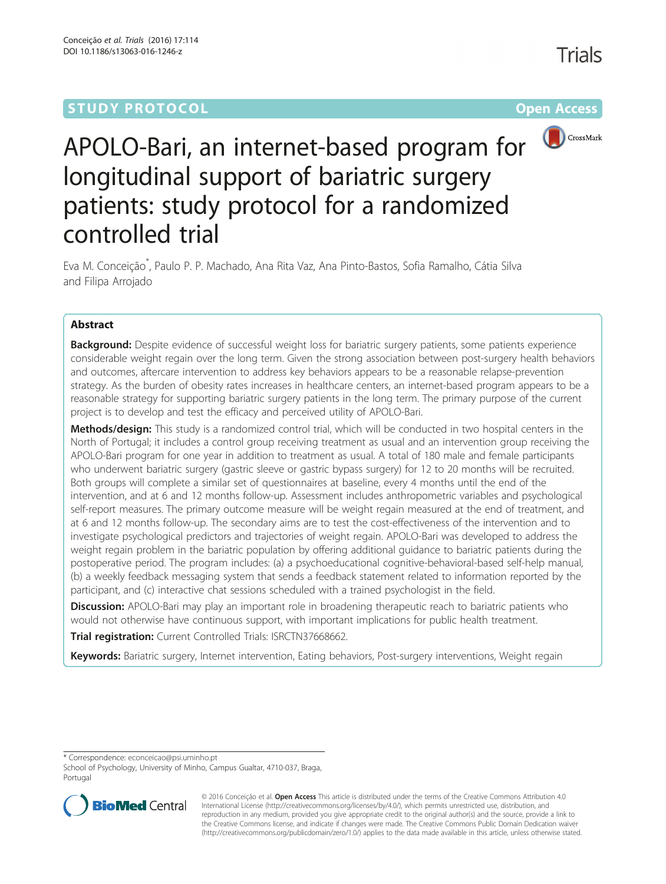STUDY PROTOCOL **Open Access**

# APOLO-Bari, an internet-based program for longitudinal support of bariatric surgery patients: study protocol for a randomized controlled trial

Eva M. Conceição*, Paulo P. P. Machado, Ana Rita Vaz, Ana Pinto-Bastos, Sofia Ramalho, Cátia Silva and Filipa Arrojado

## Abstract

**Background:** Despite evidence of successful weight loss for bariatric surgery patients, some patients experience considerable weight regain over the long term. Given the strong association between post-surgery health behaviors and outcomes, aftercare intervention to address key behaviors appears to be a reasonable relapse-prevention strategy. As the burden of obesity rates increases in healthcare centers, an internet-based program appears to be a reasonable strategy for supporting bariatric surgery patients in the long term. The primary purpose of the current project is to develop and test the efficacy and perceived utility of APOLO-Bari.

**Methods/design:** This study is a randomized control trial, which will be conducted in two hospital centers in the North of Portugal; it includes a control group receiving treatment as usual and an intervention group receiving the APOLO-Bari program for one year in addition to treatment as usual. A total of 180 male and female participants who underwent bariatric surgery (gastric sleeve or gastric bypass surgery) for 12 to 20 months will be recruited. Both groups will complete a similar set of questionnaires at baseline, every 4 months until the end of the intervention, and at 6 and 12 months follow-up. Assessment includes anthropometric variables and psychological self-report measures. The primary outcome measure will be weight regain measured at the end of treatment, and at 6 and 12 months follow-up. The secondary aims are to test the cost-effectiveness of the intervention and to investigate psychological predictors and trajectories of weight regain. APOLO-Bari was developed to address the weight regain problem in the bariatric population by offering additional guidance to bariatric patients during the postoperative period. The program includes: (a) a psychoeducational cognitive-behavioral-based self-help manual, (b) a weekly feedback messaging system that sends a feedback statement related to information reported by the participant, and (c) interactive chat sessions scheduled with a trained psychologist in the field.

**Discussion:** APOLO-Bari may play an important role in broadening therapeutic reach to bariatric patients who would not otherwise have continuous support, with important implications for public health treatment.

**Trial registration:** Current Controlled Trials: ISRCTN37668662.

**Keywords:** Bariatric surgery, Internet intervention, Eating behaviors, Post-surgery interventions, Weight regain

---

* Correspondence: econceicao@psi.uminho.pt
School of Psychology, University of Minho, Campus Gualtar, 4710-037, Braga, Portugal

© 2016 Conceição et al. **Open Access** This article is distributed under the terms of the Creative Commons Attribution 4.0 International License (http://creativecommons.org/licenses/by/4.0/), which permits unrestricted use, distribution, and reproduction in any medium, provided you give appropriate credit to the original author(s) and the source, provide a link to the Creative Commons license, and indicate if changes were made. The Creative Commons Public Domain Dedication waiver (http://creativecommons.org/publicdomain/zero/1.0/) applies to the data made available in this article, unless otherwise stated.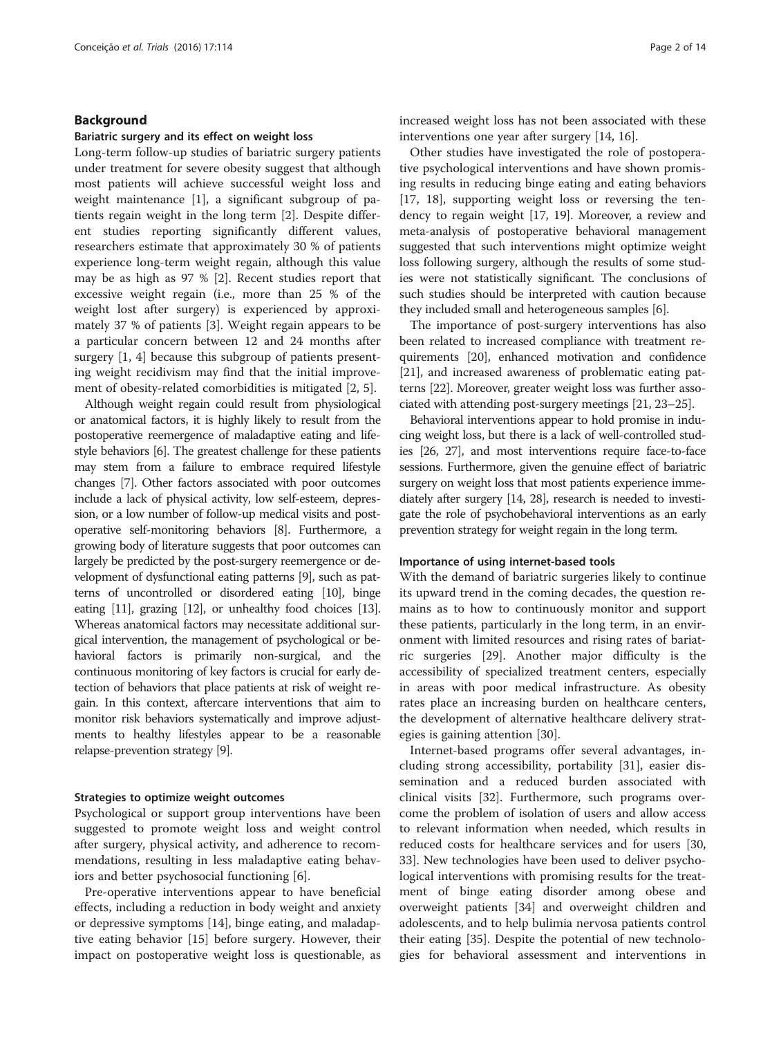## Background

### Bariatric surgery and its effect on weight loss

Long-term follow-up studies of bariatric surgery patients under treatment for severe obesity suggest that although most patients will achieve successful weight loss and weight maintenance [1], a significant subgroup of patients regain weight in the long term [2]. Despite different studies reporting significantly different values, researchers estimate that approximately 30 % of patients experience long-term weight regain, although this value may be as high as 97 % [2]. Recent studies report that excessive weight regain (i.e., more than 25 % of the weight lost after surgery) is experienced by approximately 37 % of patients [3]. Weight regain appears to be a particular concern between 12 and 24 months after surgery [1, 4] because this subgroup of patients presenting weight recidivism may find that the initial improvement of obesity-related comorbidities is mitigated [2, 5].

Although weight regain could result from physiological or anatomical factors, it is highly likely to result from the postoperative reemergence of maladaptive eating and lifestyle behaviors [6]. The greatest challenge for these patients may stem from a failure to embrace required lifestyle changes [7]. Other factors associated with poor outcomes include a lack of physical activity, low self-esteem, depression, or a low number of follow-up medical visits and postoperative self-monitoring behaviors [8]. Furthermore, a growing body of literature suggests that poor outcomes can largely be predicted by the post-surgery reemergence or development of dysfunctional eating patterns [9], such as patterns of uncontrolled or disordered eating [10], binge eating [11], grazing [12], or unhealthy food choices [13]. Whereas anatomical factors may necessitate additional surgical intervention, the management of psychological or behavioral factors is primarily non-surgical, and the continuous monitoring of key factors is crucial for early detection of behaviors that place patients at risk of weight regain. In this context, aftercare interventions that aim to monitor risk behaviors systematically and improve adjustments to healthy lifestyles appear to be a reasonable relapse-prevention strategy [9].

### Strategies to optimize weight outcomes

Psychological or support group interventions have been suggested to promote weight loss and weight control after surgery, physical activity, and adherence to recommendations, resulting in less maladaptive eating behaviors and better psychosocial functioning [6].

Pre-operative interventions appear to have beneficial effects, including a reduction in body weight and anxiety or depressive symptoms [14], binge eating, and maladaptive eating behavior [15] before surgery. However, their impact on postoperative weight loss is questionable, as increased weight loss has not been associated with these interventions one year after surgery [14, 16].

Other studies have investigated the role of postoperative psychological interventions and have shown promising results in reducing binge eating and eating behaviors [17, 18], supporting weight loss or reversing the tendency to regain weight [17, 19]. Moreover, a review and meta-analysis of postoperative behavioral management suggested that such interventions might optimize weight loss following surgery, although the results of some studies were not statistically significant. The conclusions of such studies should be interpreted with caution because they included small and heterogeneous samples [6].

The importance of post-surgery interventions has also been related to increased compliance with treatment requirements [20], enhanced motivation and confidence [21], and increased awareness of problematic eating patterns [22]. Moreover, greater weight loss was further associated with attending post-surgery meetings [21, 23–25].

Behavioral interventions appear to hold promise in inducing weight loss, but there is a lack of well-controlled studies [26, 27], and most interventions require face-to-face sessions. Furthermore, given the genuine effect of bariatric surgery on weight loss that most patients experience immediately after surgery [14, 28], research is needed to investigate the role of psychobehavioral interventions as an early prevention strategy for weight regain in the long term.

### Importance of using internet-based tools

With the demand of bariatric surgeries likely to continue its upward trend in the coming decades, the question remains as to how to continuously monitor and support these patients, particularly in the long term, in an environment with limited resources and rising rates of bariatric surgeries [29]. Another major difficulty is the accessibility of specialized treatment centers, especially in areas with poor medical infrastructure. As obesity rates place an increasing burden on healthcare centers, the development of alternative healthcare delivery strategies is gaining attention [30].

Internet-based programs offer several advantages, including strong accessibility, portability [31], easier dissemination and a reduced burden associated with clinical visits [32]. Furthermore, such programs overcome the problem of isolation of users and allow access to relevant information when needed, which results in reduced costs for healthcare services and for users [30, 33]. New technologies have been used to deliver psychological interventions with promising results for the treatment of binge eating disorder among obese and overweight patients [34] and overweight children and adolescents, and to help bulimia nervosa patients control their eating [35]. Despite the potential of new technologies for behavioral assessment and interventions in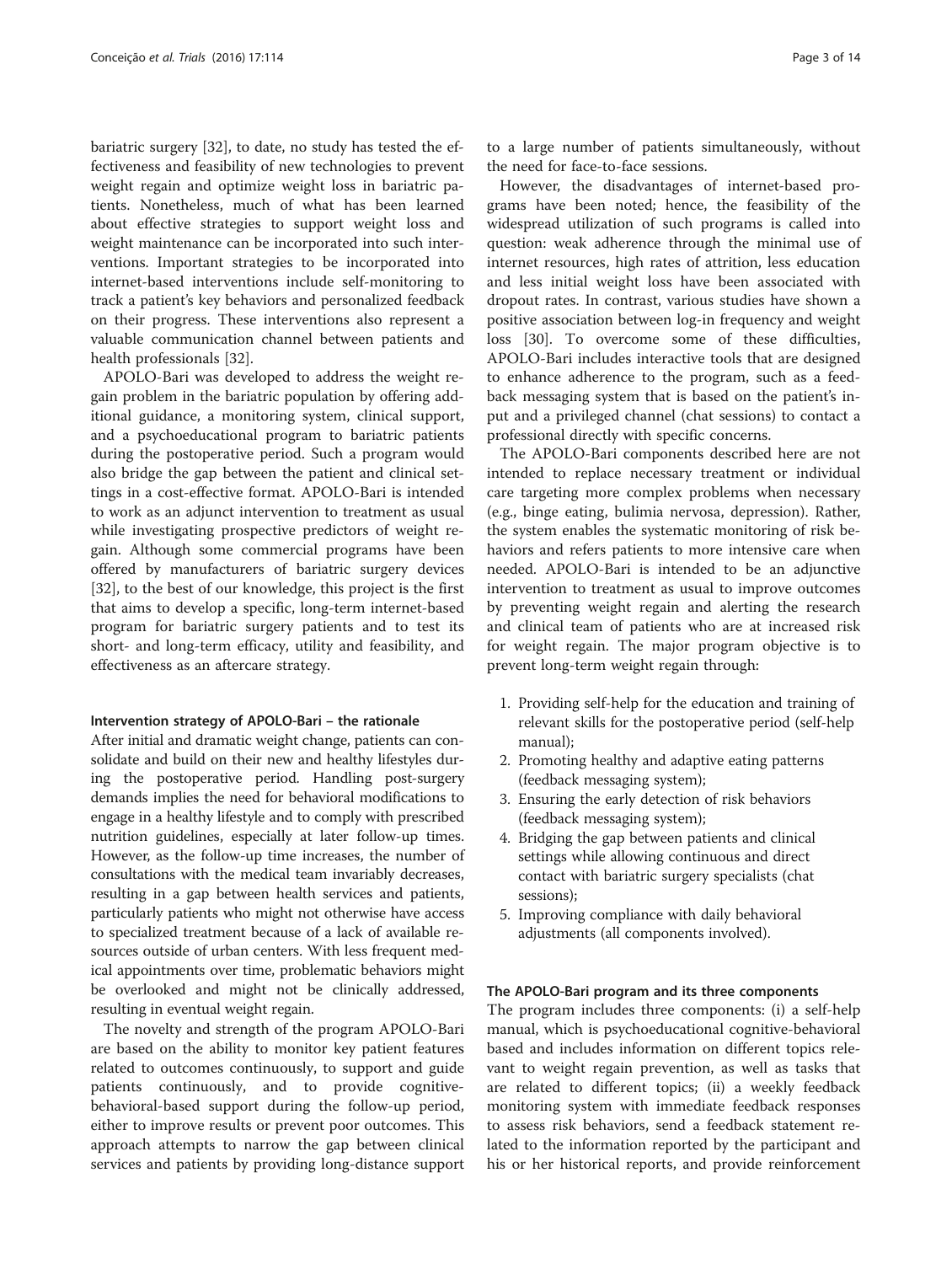bariatric surgery [32], to date, no study has tested the effectiveness and feasibility of new technologies to prevent weight regain and optimize weight loss in bariatric patients. Nonetheless, much of what has been learned about effective strategies to support weight loss and weight maintenance can be incorporated into such interventions. Important strategies to be incorporated into internet-based interventions include self-monitoring to track a patient's key behaviors and personalized feedback on their progress. These interventions also represent a valuable communication channel between patients and health professionals [32].

APOLO-Bari was developed to address the weight regain problem in the bariatric population by offering additional guidance, a monitoring system, clinical support, and a psychoeducational program to bariatric patients during the postoperative period. Such a program would also bridge the gap between the patient and clinical settings in a cost-effective format. APOLO-Bari is intended to work as an adjunct intervention to treatment as usual while investigating prospective predictors of weight regain. Although some commercial programs have been offered by manufacturers of bariatric surgery devices [32], to the best of our knowledge, this project is the first that aims to develop a specific, long-term internet-based program for bariatric surgery patients and to test its short- and long-term efficacy, utility and feasibility, and effectiveness as an aftercare strategy.

### Intervention strategy of APOLO-Bari – the rationale

After initial and dramatic weight change, patients can consolidate and build on their new and healthy lifestyles during the postoperative period. Handling post-surgery demands implies the need for behavioral modifications to engage in a healthy lifestyle and to comply with prescribed nutrition guidelines, especially at later follow-up times. However, as the follow-up time increases, the number of consultations with the medical team invariably decreases, resulting in a gap between health services and patients, particularly patients who might not otherwise have access to specialized treatment because of a lack of available resources outside of urban centers. With less frequent medical appointments over time, problematic behaviors might be overlooked and might not be clinically addressed, resulting in eventual weight regain.

The novelty and strength of the program APOLO-Bari are based on the ability to monitor key patient features related to outcomes continuously, to support and guide patients continuously, and to provide cognitive-behavioral-based support during the follow-up period, either to improve results or prevent poor outcomes. This approach attempts to narrow the gap between clinical services and patients by providing long-distance support to a large number of patients simultaneously, without the need for face-to-face sessions.

However, the disadvantages of internet-based programs have been noted; hence, the feasibility of the widespread utilization of such programs is called into question: weak adherence through the minimal use of internet resources, high rates of attrition, less education and less initial weight loss have been associated with dropout rates. In contrast, various studies have shown a positive association between log-in frequency and weight loss [30]. To overcome some of these difficulties, APOLO-Bari includes interactive tools that are designed to enhance adherence to the program, such as a feedback messaging system that is based on the patient's input and a privileged channel (chat sessions) to contact a professional directly with specific concerns.

The APOLO-Bari components described here are not intended to replace necessary treatment or individual care targeting more complex problems when necessary (e.g., binge eating, bulimia nervosa, depression). Rather, the system enables the systematic monitoring of risk behaviors and refers patients to more intensive care when needed. APOLO-Bari is intended to be an adjunctive intervention to treatment as usual to improve outcomes by preventing weight regain and alerting the research and clinical team of patients who are at increased risk for weight regain. The major program objective is to prevent long-term weight regain through:

1. Providing self-help for the education and training of relevant skills for the postoperative period (self-help manual);
2. Promoting healthy and adaptive eating patterns (feedback messaging system);
3. Ensuring the early detection of risk behaviors (feedback messaging system);
4. Bridging the gap between patients and clinical settings while allowing continuous and direct contact with bariatric surgery specialists (chat sessions);
5. Improving compliance with daily behavioral adjustments (all components involved).

### The APOLO-Bari program and its three components

The program includes three components: (i) a self-help manual, which is psychoeducational cognitive-behavioral based and includes information on different topics relevant to weight regain prevention, as well as tasks that are related to different topics; (ii) a weekly feedback monitoring system with immediate feedback responses to assess risk behaviors, send a feedback statement related to the information reported by the participant and his or her historical reports, and provide reinforcement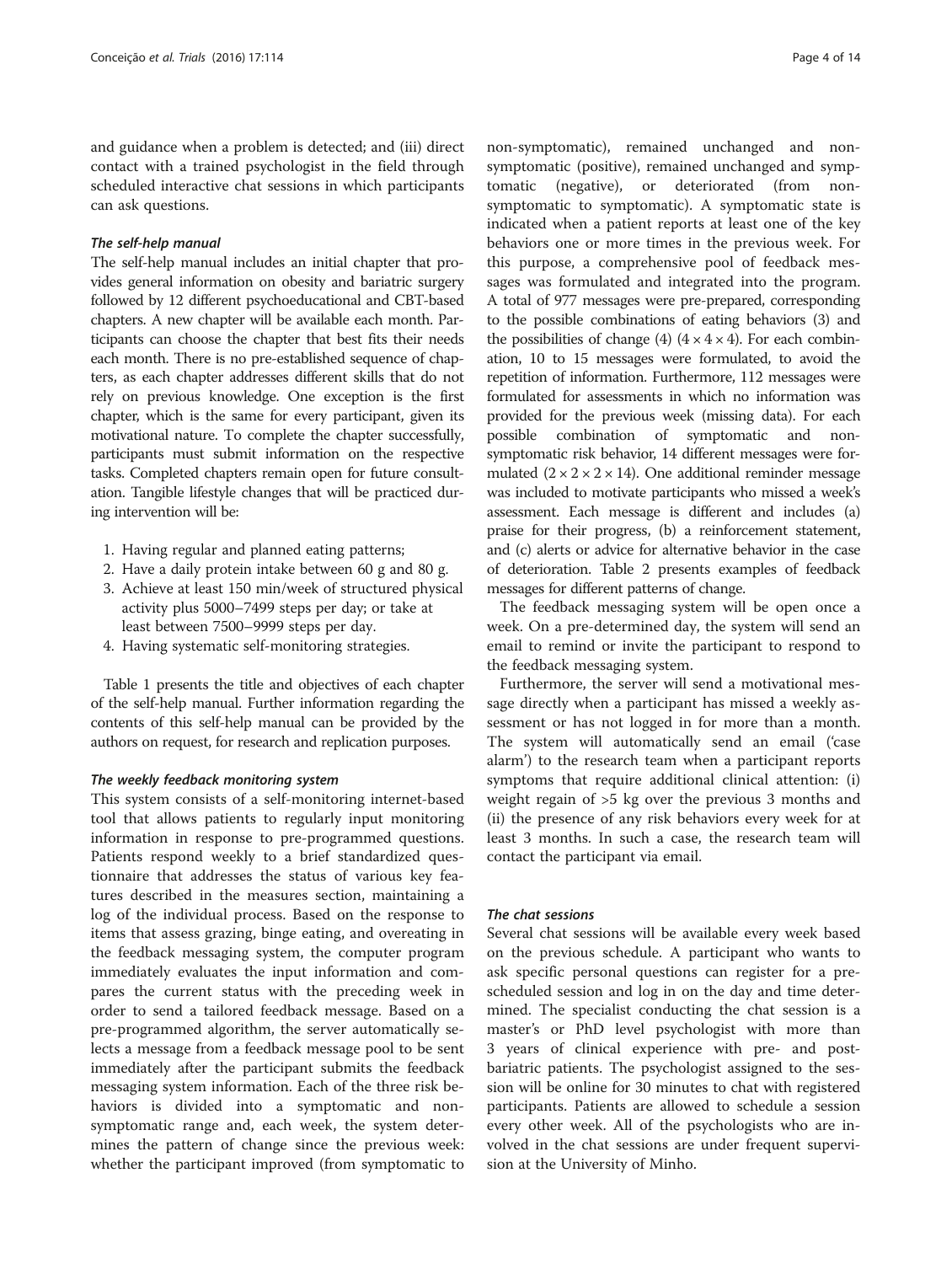and guidance when a problem is detected; and (iii) direct contact with a trained psychologist in the field through scheduled interactive chat sessions in which participants can ask questions.

#### *The self-help manual*

The self-help manual includes an initial chapter that provides general information on obesity and bariatric surgery followed by 12 different psychoeducational and CBT-based chapters. A new chapter will be available each month. Participants can choose the chapter that best fits their needs each month. There is no pre-established sequence of chapters, as each chapter addresses different skills that do not rely on previous knowledge. One exception is the first chapter, which is the same for every participant, given its motivational nature. To complete the chapter successfully, participants must submit information on the respective tasks. Completed chapters remain open for future consultation. Tangible lifestyle changes that will be practiced during intervention will be:

1. Having regular and planned eating patterns;
2. Have a daily protein intake between 60 g and 80 g.
3. Achieve at least 150 min/week of structured physical activity plus 5000–7499 steps per day; or take at least between 7500–9999 steps per day.
4. Having systematic self-monitoring strategies.

Table 1 presents the title and objectives of each chapter of the self-help manual. Further information regarding the contents of this self-help manual can be provided by the authors on request, for research and replication purposes.

#### *The weekly feedback monitoring system*

This system consists of a self-monitoring internet-based tool that allows patients to regularly input monitoring information in response to pre-programmed questions. Patients respond weekly to a brief standardized questionnaire that addresses the status of various key features described in the measures section, maintaining a log of the individual process. Based on the response to items that assess grazing, binge eating, and overeating in the feedback messaging system, the computer program immediately evaluates the input information and compares the current status with the preceding week in order to send a tailored feedback message. Based on a pre-programmed algorithm, the server automatically selects a message from a feedback message pool to be sent immediately after the participant submits the feedback messaging system information. Each of the three risk behaviors is divided into a symptomatic and non-symptomatic range and, each week, the system determines the pattern of change since the previous week: whether the participant improved (from symptomatic to non-symptomatic), remained unchanged and non-symptomatic (positive), remained unchanged and symptomatic (negative), or deteriorated (from non-symptomatic to symptomatic). A symptomatic state is indicated when a patient reports at least one of the key behaviors one or more times in the previous week. For this purpose, a comprehensive pool of feedback messages was formulated and integrated into the program. A total of 977 messages were pre-prepared, corresponding to the possible combinations of eating behaviors (3) and the possibilities of change (4) ($4 \times 4 \times 4$). For each combination, 10 to 15 messages were formulated, to avoid the repetition of information. Furthermore, 112 messages were formulated for assessments in which no information was provided for the previous week (missing data). For each possible combination of symptomatic and non-symptomatic risk behavior, 14 different messages were formulated ($2 \times 2 \times 2 \times 14$). One additional reminder message was included to motivate participants who missed a week's assessment. Each message is different and includes (a) praise for their progress, (b) a reinforcement statement, and (c) alerts or advice for alternative behavior in the case of deterioration. Table 2 presents examples of feedback messages for different patterns of change.

The feedback messaging system will be open once a week. On a pre-determined day, the system will send an email to remind or invite the participant to respond to the feedback messaging system.

Furthermore, the server will send a motivational message directly when a participant has missed a weekly assessment or has not logged in for more than a month. The system will automatically send an email ('case alarm') to the research team when a participant reports symptoms that require additional clinical attention: (i) weight regain of >5 kg over the previous 3 months and (ii) the presence of any risk behaviors every week for at least 3 months. In such a case, the research team will contact the participant via email.

#### *The chat sessions*

Several chat sessions will be available every week based on the previous schedule. A participant who wants to ask specific personal questions can register for a pre-scheduled session and log in on the day and time determined. The specialist conducting the chat session is a master's or PhD level psychologist with more than 3 years of clinical experience with pre- and post-bariatric patients. The psychologist assigned to the session will be online for 30 minutes to chat with registered participants. Patients are allowed to schedule a session every other week. All of the psychologists who are involved in the chat sessions are under frequent supervision at the University of Minho.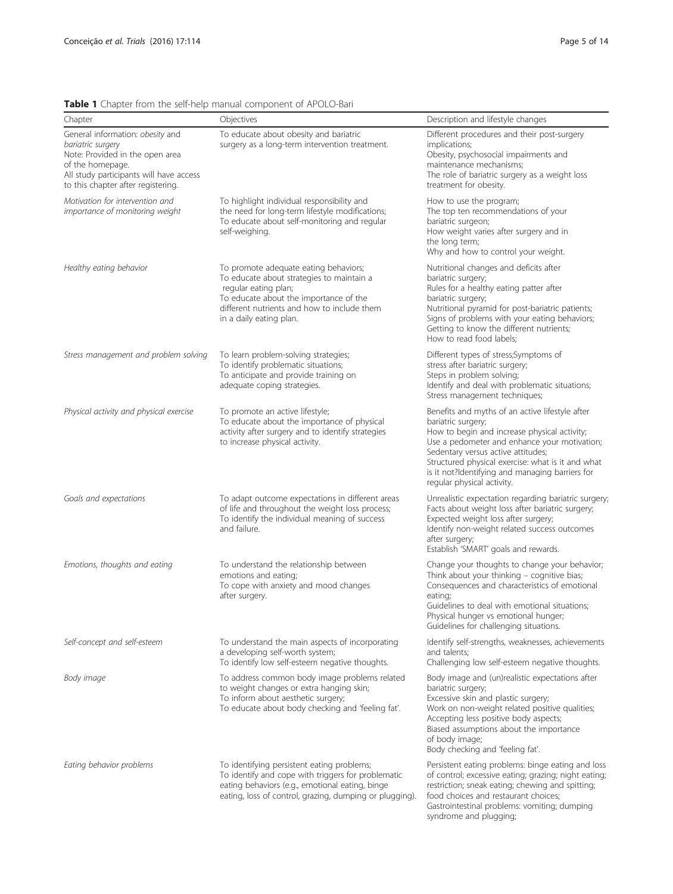**Table 1** Chapter from the self-help manual component of APOLO-Bari

| Chapter | Objectives | Description and lifestyle changes |
| --- | --- | --- |
| General information: *obesity* and *bariatric surgery*<br>Note: Provided in the open area of the homepage.<br>All study participants will have access to this chapter after registering. | To educate about obesity and bariatric surgery as a long-term intervention treatment. | Different procedures and their post-surgery implications;<br>Obesity, psychosocial impairments and maintenance mechanisms;<br>The role of bariatric surgery as a weight loss treatment for obesity. |
| *Motivation for intervention and importance of monitoring weight* | To highlight individual responsibility and the need for long-term lifestyle modifications;<br>To educate about self-monitoring and regular self-weighing. | How to use the program;<br>The top ten recommendations of your bariatric surgeon;<br>How weight varies after surgery and in the long term;<br>Why and how to control your weight. |
| *Healthy eating behavior* | To promote adequate eating behaviors;<br>To educate about strategies to maintain a regular eating plan;<br>To educate about the importance of the different nutrients and how to include them in a daily eating plan. | Nutritional changes and deficits after bariatric surgery;<br>Rules for a healthy eating patter after bariatric surgery;<br>Nutritional pyramid for post-bariatric patients;<br>Signs of problems with your eating behaviors;<br>Getting to know the different nutrients;<br>How to read food labels; |
| *Stress management and problem solving* | To learn problem-solving strategies;<br>To identify problematic situations;<br>To anticipate and provide training on adequate coping strategies. | Different types of stress;Symptoms of stress after bariatric surgery;<br>Steps in problem solving;<br>Identify and deal with problematic situations;<br>Stress management techniques; |
| *Physical activity and physical exercise* | To promote an active lifestyle;<br>To educate about the importance of physical activity after surgery and to identify strategies to increase physical activity. | Benefits and myths of an active lifestyle after bariatric surgery;<br>How to begin and increase physical activity;<br>Use a pedometer and enhance your motivation;<br>Sedentary versus active attitudes;<br>Structured physical exercise: what is it and what is it not?Identifying and managing barriers for regular physical activity. |
| *Goals and expectations* | To adapt outcome expectations in different areas of life and throughout the weight loss process;<br>To identify the individual meaning of success and failure. | Unrealistic expectation regarding bariatric surgery;<br>Facts about weight loss after bariatric surgery;<br>Expected weight loss after surgery;<br>Identify non-weight related success outcomes after surgery;<br>Establish 'SMART' goals and rewards. |
| *Emotions, thoughts and eating* | To understand the relationship between emotions and eating;<br>To cope with anxiety and mood changes after surgery. | Change your thoughts to change your behavior;<br>Think about your thinking – cognitive bias;<br>Consequences and characteristics of emotional eating;<br>Guidelines to deal with emotional situations;<br>Physical hunger vs emotional hunger;<br>Guidelines for challenging situations. |
| *Self-concept and self-esteem* | To understand the main aspects of incorporating a developing self-worth system;<br>To identify low self-esteem negative thoughts. | Identify self-strengths, weaknesses, achievements and talents;<br>Challenging low self-esteem negative thoughts. |
| *Body image* | To address common body image problems related to weight changes or extra hanging skin;<br>To inform about aesthetic surgery;<br>To educate about body checking and 'feeling fat'. | Body image and (un)realistic expectations after bariatric surgery;<br>Excessive skin and plastic surgery;<br>Work on non-weight related positive qualities;<br>Accepting less positive body aspects;<br>Biased assumptions about the importance of body image;<br>Body checking and 'feeling fat'. |
| *Eating behavior problems* | To identifying persistent eating problems;<br>To identify and cope with triggers for problematic eating behaviors (e.g., emotional eating, binge eating, loss of control, grazing, dumping or plugging). | Persistent eating problems: binge eating and loss of control; excessive eating; grazing; night eating; restriction; sneak eating; chewing and spitting; food choices and restaurant choices;<br>Gastrointestinal problems: vomiting; dumping syndrome and plugging; |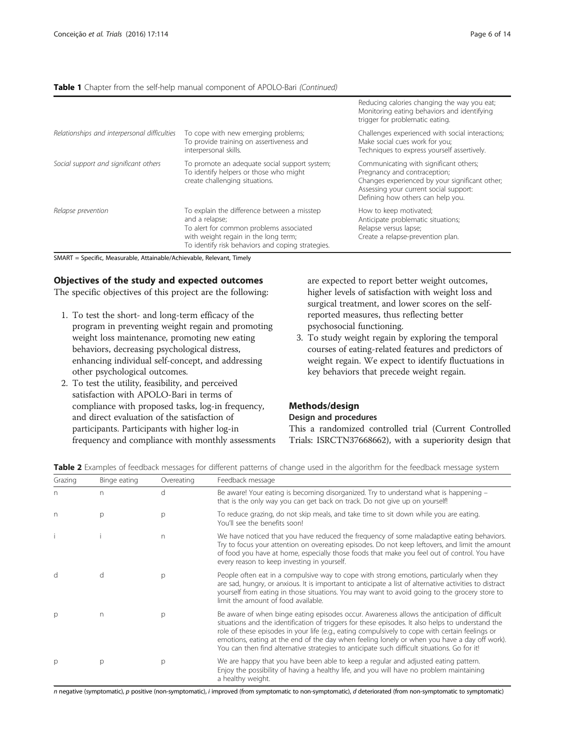**Table 1** Chapter from the self-help manual component of APOLO-Bari *(Continued)*

| | | |
|---|---|---|
| | | Reducing calories changing the way you eat; Monitoring eating behaviors and identifying trigger for problematic eating. |
| *Relationships and interpersonal difficulties* | To cope with new emerging problems; To provide training on assertiveness and interpersonal skills. | Challenges experienced with social interactions; Make social cues work for you; Techniques to express yourself assertively. |
| *Social support and significant others* | To promote an adequate social support system; To identify helpers or those who might create challenging situations. | Communicating with significant others; Pregnancy and contraception; Changes experienced by your significant other; Assessing your current social support: Defining how others can help you. |
| *Relapse prevention* | To explain the difference between a misstep and a relapse; To alert for common problems associated with weight regain in the long term; To identify risk behaviors and coping strategies. | How to keep motivated; Anticipate problematic situations; Relapse versus lapse; Create a relapse-prevention plan. |

SMART = Specific, Measurable, Attainable/Achievable, Relevant, Timely

## Objectives of the study and expected outcomes

The specific objectives of this project are the following:

1. To test the short- and long-term efficacy of the program in preventing weight regain and promoting weight loss maintenance, promoting new eating behaviors, decreasing psychological distress, enhancing individual self-concept, and addressing other psychological outcomes.
2. To test the utility, feasibility, and perceived satisfaction with APOLO-Bari in terms of compliance with proposed tasks, log-in frequency, and direct evaluation of the satisfaction of participants. Participants with higher log-in frequency and compliance with monthly assessments are expected to report better weight outcomes, higher levels of satisfaction with weight loss and surgical treatment, and lower scores on the self-reported measures, thus reflecting better psychosocial functioning.
3. To study weight regain by exploring the temporal courses of eating-related features and predictors of weight regain. We expect to identify fluctuations in key behaviors that precede weight regain.

## Methods/design

### Design and procedures

This a randomized controlled trial (Current Controlled Trials: ISRCTN37668662), with a superiority design that

**Table 2** Examples of feedback messages for different patterns of change used in the algorithm for the feedback message system

| Grazing | Binge eating | Overeating | Feedback message |
|---|---|---|---|
| n | n | d | Be aware! Your eating is becoming disorganized. Try to understand what is happening – that is the only way you can get back on track. Do not give up on yourself! |
| n | p | p | To reduce grazing, do not skip meals, and take time to sit down while you are eating. You'll see the benefits soon! |
| i | i | n | We have noticed that you have reduced the frequency of some maladaptive eating behaviors. Try to focus your attention on overeating episodes. Do not keep leftovers, and limit the amount of food you have at home, especially those foods that make you feel out of control. You have every reason to keep investing in yourself. |
| d | d | p | People often eat in a compulsive way to cope with strong emotions, particularly when they are sad, hungry, or anxious. It is important to anticipate a list of alternative activities to distract yourself from eating in those situations. You may want to avoid going to the grocery store to limit the amount of food available. |
| p | n | p | Be aware of when binge eating episodes occur. Awareness allows the anticipation of difficult situations and the identification of triggers for these episodes. It also helps to understand the role of these episodes in your life (e.g., eating compulsively to cope with certain feelings or emotions, eating at the end of the day when feeling lonely or when you have a day off work). You can then find alternative strategies to anticipate such difficult situations. Go for it! |
| p | p | p | We are happy that you have been able to keep a regular and adjusted eating pattern. Enjoy the possibility of having a healthy life, and you will have no problem maintaining a healthy weight. |

*n* negative (symptomatic), *p* positive (non-symptomatic), *i* improved (from symptomatic to non-symptomatic), *d* deteriorated (from non-symptomatic to symptomatic)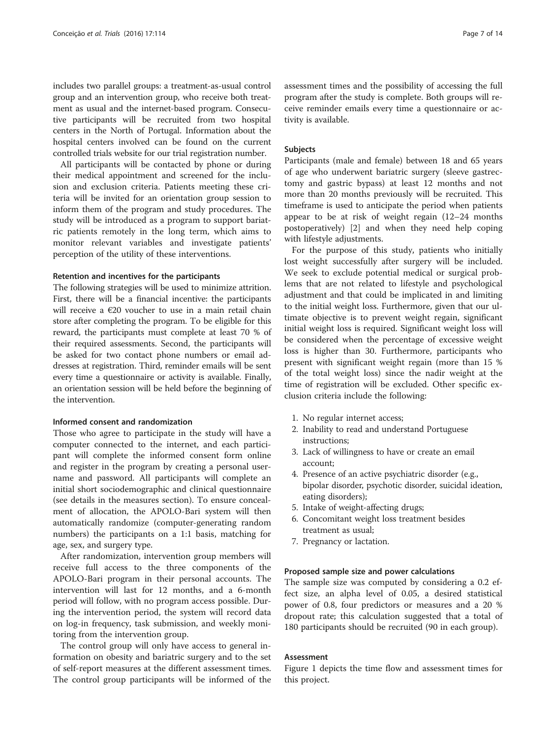includes two parallel groups: a treatment-as-usual control group and an intervention group, who receive both treatment as usual and the internet-based program. Consecutive participants will be recruited from two hospital centers in the North of Portugal. Information about the hospital centers involved can be found on the current controlled trials website for our trial registration number.

All participants will be contacted by phone or during their medical appointment and screened for the inclusion and exclusion criteria. Patients meeting these criteria will be invited for an orientation group session to inform them of the program and study procedures. The study will be introduced as a program to support bariatric patients remotely in the long term, which aims to monitor relevant variables and investigate patients' perception of the utility of these interventions.

#### Retention and incentives for the participants

The following strategies will be used to minimize attrition. First, there will be a financial incentive: the participants will receive a €20 voucher to use in a main retail chain store after completing the program. To be eligible for this reward, the participants must complete at least 70 % of their required assessments. Second, the participants will be asked for two contact phone numbers or email addresses at registration. Third, reminder emails will be sent every time a questionnaire or activity is available. Finally, an orientation session will be held before the beginning of the intervention.

#### Informed consent and randomization

Those who agree to participate in the study will have a computer connected to the internet, and each participant will complete the informed consent form online and register in the program by creating a personal username and password. All participants will complete an initial short sociodemographic and clinical questionnaire (see details in the measures section). To ensure concealment of allocation, the APOLO-Bari system will then automatically randomize (computer-generating random numbers) the participants on a 1:1 basis, matching for age, sex, and surgery type.

After randomization, intervention group members will receive full access to the three components of the APOLO-Bari program in their personal accounts. The intervention will last for 12 months, and a 6-month period will follow, with no program access possible. During the intervention period, the system will record data on log-in frequency, task submission, and weekly monitoring from the intervention group.

The control group will only have access to general information on obesity and bariatric surgery and to the set of self-report measures at the different assessment times. The control group participants will be informed of the assessment times and the possibility of accessing the full program after the study is complete. Both groups will receive reminder emails every time a questionnaire or activity is available.

### Subjects

Participants (male and female) between 18 and 65 years of age who underwent bariatric surgery (sleeve gastrectomy and gastric bypass) at least 12 months and not more than 20 months previously will be recruited. This timeframe is used to anticipate the period when patients appear to be at risk of weight regain (12–24 months postoperatively) [2] and when they need help coping with lifestyle adjustments.

For the purpose of this study, patients who initially lost weight successfully after surgery will be included. We seek to exclude potential medical or surgical problems that are not related to lifestyle and psychological adjustment and that could be implicated in and limiting to the initial weight loss. Furthermore, given that our ultimate objective is to prevent weight regain, significant initial weight loss is required. Significant weight loss will be considered when the percentage of excessive weight loss is higher than 30. Furthermore, participants who present with significant weight regain (more than 15 % of the total weight loss) since the nadir weight at the time of registration will be excluded. Other specific exclusion criteria include the following:

1. No regular internet access;
2. Inability to read and understand Portuguese instructions;
3. Lack of willingness to have or create an email account;
4. Presence of an active psychiatric disorder (e.g., bipolar disorder, psychotic disorder, suicidal ideation, eating disorders);
5. Intake of weight-affecting drugs;
6. Concomitant weight loss treatment besides treatment as usual;
7. Pregnancy or lactation.

#### Proposed sample size and power calculations

The sample size was computed by considering a 0.2 effect size, an alpha level of 0.05, a desired statistical power of 0.8, four predictors or measures and a 20 % dropout rate; this calculation suggested that a total of 180 participants should be recruited (90 in each group).

### Assessment

Figure 1 depicts the time flow and assessment times for this project.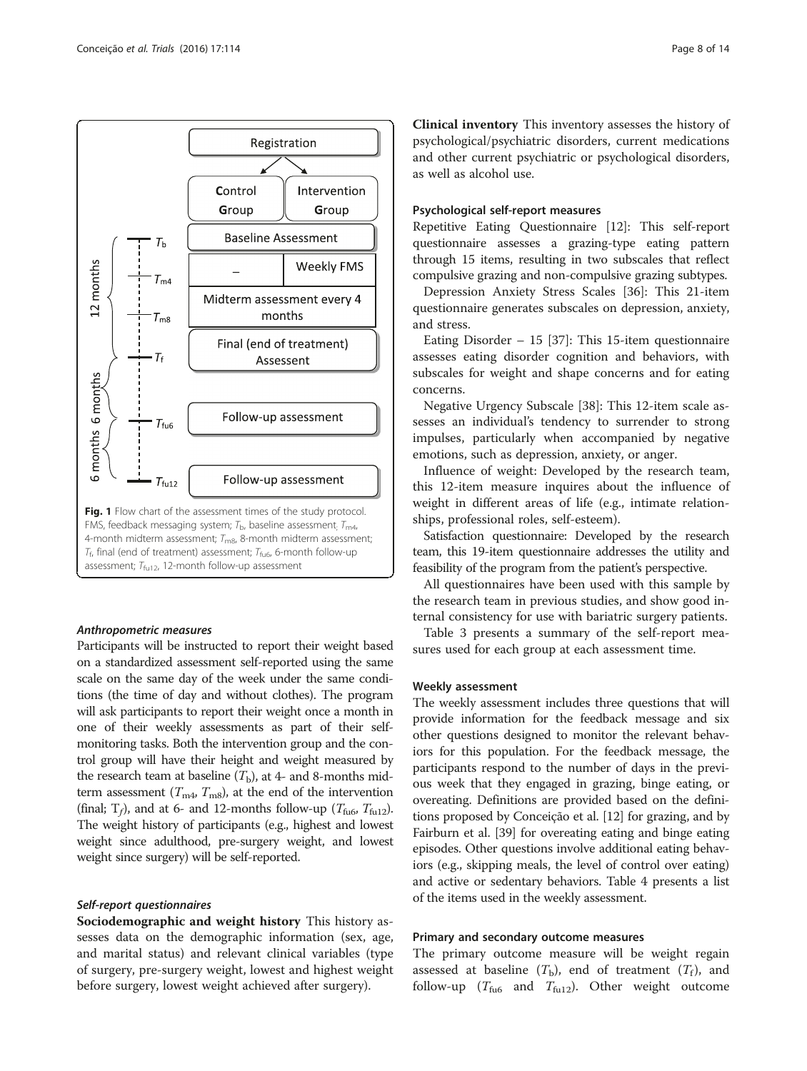Fig. 1 Flow chart of the assessment times of the study protocol. FMS, feedback messaging system; $T_b$, baseline assessment; $T_{m4}$, 4-month midterm assessment; $T_{m8}$, 8-month midterm assessment; $T_f$, final (end of treatment) assessment; $T_{fu6}$, 6-month follow-up assessment; $T_{fu12}$, 12-month follow-up assessment

#### *Anthropometric measures*

Participants will be instructed to report their weight based on a standardized assessment self-reported using the same scale on the same day of the week under the same conditions (the time of day and without clothes). The program will ask participants to report their weight once a month in one of their weekly assessments as part of their self-monitoring tasks. Both the intervention group and the control group will have their height and weight measured by the research team at baseline ($T_b$), at 4- and 8-months midterm assessment ($T_{m4}$, $T_{m8}$), at the end of the intervention (final; $T_f$), and at 6- and 12-months follow-up ($T_{fu6}$, $T_{fu12}$). The weight history of participants (e.g., highest and lowest weight since adulthood, pre-surgery weight, and lowest weight since surgery) will be self-reported.

#### *Self-report questionnaires*

**Sociodemographic and weight history** This history assesses data on the demographic information (sex, age, and marital status) and relevant clinical variables (type of surgery, pre-surgery weight, lowest and highest weight before surgery, lowest weight achieved after surgery).

**Clinical inventory** This inventory assesses the history of psychological/psychiatric disorders, current medications and other current psychiatric or psychological disorders, as well as alcohol use.

#### Psychological self-report measures

Repetitive Eating Questionnaire [12]: This self-report questionnaire assesses a grazing-type eating pattern through 15 items, resulting in two subscales that reflect compulsive grazing and non-compulsive grazing subtypes.

Depression Anxiety Stress Scales [36]: This 21-item questionnaire generates subscales on depression, anxiety, and stress.

Eating Disorder – 15 [37]: This 15-item questionnaire assesses eating disorder cognition and behaviors, with subscales for weight and shape concerns and for eating concerns.

Negative Urgency Subscale [38]: This 12-item scale assesses an individual's tendency to surrender to strong impulses, particularly when accompanied by negative emotions, such as depression, anxiety, or anger.

Influence of weight: Developed by the research team, this 12-item measure inquires about the influence of weight in different areas of life (e.g., intimate relationships, professional roles, self-esteem).

Satisfaction questionnaire: Developed by the research team, this 19-item questionnaire addresses the utility and feasibility of the program from the patient's perspective.

All questionnaires have been used with this sample by the research team in previous studies, and show good internal consistency for use with bariatric surgery patients.

Table 3 presents a summary of the self-report measures used for each group at each assessment time.

#### Weekly assessment

The weekly assessment includes three questions that will provide information for the feedback message and six other questions designed to monitor the relevant behaviors for this population. For the feedback message, the participants respond to the number of days in the previous week that they engaged in grazing, binge eating, or overeating. Definitions are provided based on the definitions proposed by Conceição et al. [12] for grazing, and by Fairburn et al. [39] for overeating eating and binge eating episodes. Other questions involve additional eating behaviors (e.g., skipping meals, the level of control over eating) and active or sedentary behaviors. Table 4 presents a list of the items used in the weekly assessment.

#### Primary and secondary outcome measures

The primary outcome measure will be weight regain assessed at baseline ($T_b$), end of treatment ($T_f$), and follow-up ($T_{fu6}$ and $T_{fu12}$). Other weight outcome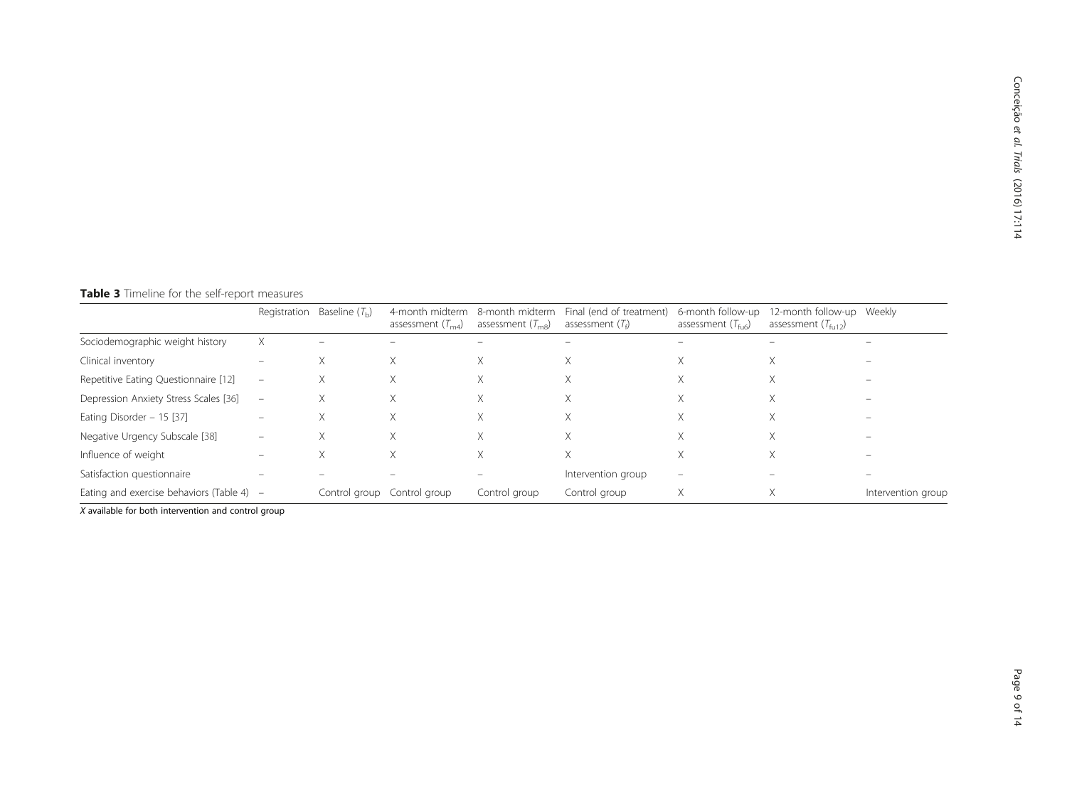**Table 3** Timeline for the self-report measures

| | Registration | Baseline ($T_b$) | 4-month midterm assessment ($T_{m4}$) | 8-month midterm assessment ($T_{m8}$) | Final (end of treatment) assessment ($T_f$) | 6-month follow-up assessment ($T_{fu6}$) | 12-month follow-up assessment ($T_{fu12}$) | Weekly |
|---|---|---|---|---|---|---|---|---|
| Sociodemographic weight history | X | – | – | – | – | – | – | – |
| Clinical inventory | – | X | X | X | X | X | X | – |
| Repetitive Eating Questionnaire [12] | – | X | X | X | X | X | X | – |
| Depression Anxiety Stress Scales [36] | – | X | X | X | X | X | X | – |
| Eating Disorder – 15 [37] | – | X | X | X | X | X | X | – |
| Negative Urgency Subscale [38] | – | X | X | X | X | X | X | – |
| Influence of weight | – | X | X | X | X | X | X | – |
| Satisfaction questionnaire | – | – | – | – | Intervention group | – | – | – |
| Eating and exercise behaviors (Table 4) | – | Control group | Control group | Control group | Control group | X | X | Intervention group |

*X* available for both intervention and control group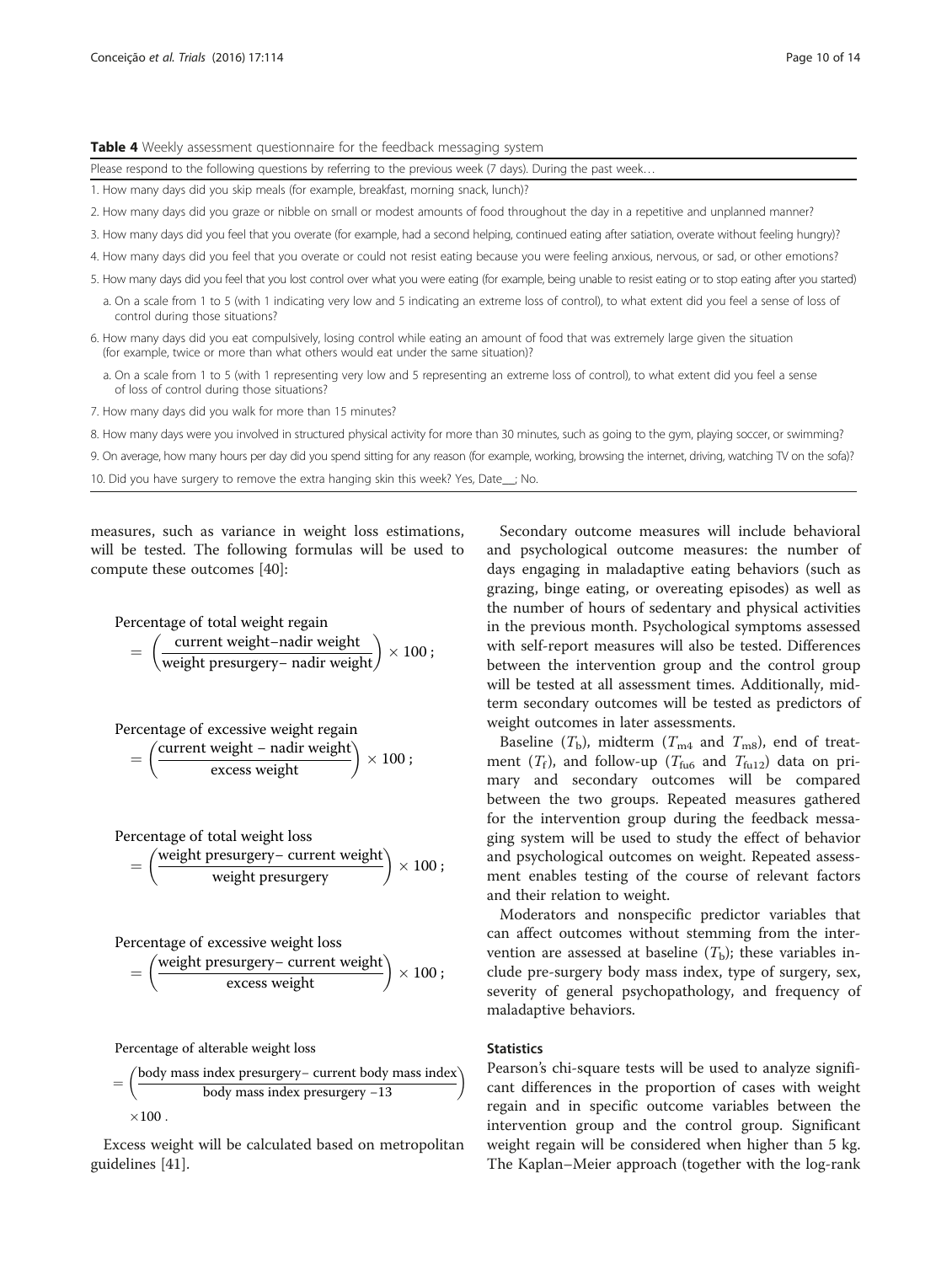**Table 4** Weekly assessment questionnaire for the feedback messaging system

| Please respond to the following questions by referring to the previous week (7 days). During the past week… |
| --- |
| 1. How many days did you skip meals (for example, breakfast, morning snack, lunch)? |
| 2. How many days did you graze or nibble on small or modest amounts of food throughout the day in a repetitive and unplanned manner? |
| 3. How many days did you feel that you overate (for example, had a second helping, continued eating after satiation, overate without feeling hungry)? |
| 4. How many days did you feel that you overate or could not resist eating because you were feeling anxious, nervous, or sad, or other emotions? |
| 5. How many days did you feel that you lost control over what you were eating (for example, being unable to resist eating or to stop eating after you started) |
| a. On a scale from 1 to 5 (with 1 indicating very low and 5 indicating an extreme loss of control), to what extent did you feel a sense of loss of control during those situations? |
| 6. How many days did you eat compulsively, losing control while eating an amount of food that was extremely large given the situation (for example, twice or more than what others would eat under the same situation)? |
| a. On a scale from 1 to 5 (with 1 representing very low and 5 representing an extreme loss of control), to what extent did you feel a sense of loss of control during those situations? |
| 7. How many days did you walk for more than 15 minutes? |
| 8. How many days were you involved in structured physical activity for more than 30 minutes, such as going to the gym, playing soccer, or swimming? |
| 9. On average, how many hours per day did you spend sitting for any reason (for example, working, browsing the internet, driving, watching TV on the sofa)? |
| 10. Did you have surgery to remove the extra hanging skin this week? Yes, Date__; No. |

measures, such as variance in weight loss estimations, will be tested. The following formulas will be used to compute these outcomes [40]:

$$\text{Percentage of total weight regain} = \left(\frac{\text{current weight} - \text{nadir weight}}{\text{weight presurgery} - \text{nadir weight}}\right) \times 100\,;$$

$$\text{Percentage of excessive weight regain} = \left(\frac{\text{current weight} - \text{nadir weight}}{\text{excess weight}}\right) \times 100\,;$$

$$\text{Percentage of total weight loss} = \left(\frac{\text{weight presurgery} - \text{current weight}}{\text{weight presurgery}}\right) \times 100\,;$$

$$\text{Percentage of excessive weight loss} = \left(\frac{\text{weight presurgery} - \text{current weight}}{\text{excess weight}}\right) \times 100\,;$$

$$\text{Percentage of alterable weight loss} = \left(\frac{\text{body mass index presurgery} - \text{current body mass index}}{\text{body mass index presurgery} - 13}\right) \times 100\,.$$

Excess weight will be calculated based on metropolitan guidelines [41].

Secondary outcome measures will include behavioral and psychological outcome measures: the number of days engaging in maladaptive eating behaviors (such as grazing, binge eating, or overeating episodes) as well as the number of hours of sedentary and physical activities in the previous month. Psychological symptoms assessed with self-report measures will also be tested. Differences between the intervention group and the control group will be tested at all assessment times. Additionally, midterm secondary outcomes will be tested as predictors of weight outcomes in later assessments.

Baseline ($T_{\text{b}}$), midterm ($T_{\text{m4}}$ and $T_{\text{m8}}$), end of treatment ($T_{\text{f}}$), and follow-up ($T_{\text{fu6}}$ and $T_{\text{fu12}}$) data on primary and secondary outcomes will be compared between the two groups. Repeated measures gathered for the intervention group during the feedback messaging system will be used to study the effect of behavior and psychological outcomes on weight. Repeated assessment enables testing of the course of relevant factors and their relation to weight.

Moderators and nonspecific predictor variables that can affect outcomes without stemming from the intervention are assessed at baseline ($T_{\text{b}}$); these variables include pre-surgery body mass index, type of surgery, sex, severity of general psychopathology, and frequency of maladaptive behaviors.

### Statistics

Pearson's chi-square tests will be used to analyze significant differences in the proportion of cases with weight regain and in specific outcome variables between the intervention group and the control group. Significant weight regain will be considered when higher than 5 kg. The Kaplan–Meier approach (together with the log-rank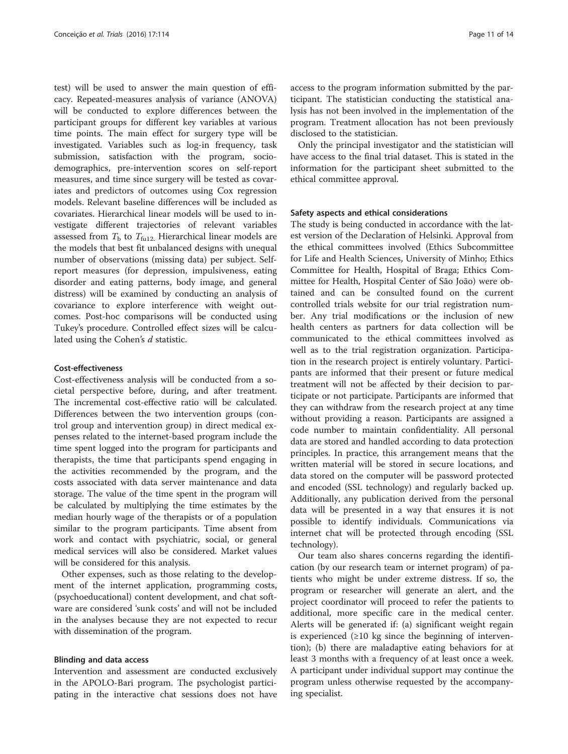test) will be used to answer the main question of efficacy. Repeated-measures analysis of variance (ANOVA) will be conducted to explore differences between the participant groups for different key variables at various time points. The main effect for surgery type will be investigated. Variables such as log-in frequency, task submission, satisfaction with the program, sociodemographics, pre-intervention scores on self-report measures, and time since surgery will be tested as covariates and predictors of outcomes using Cox regression models. Relevant baseline differences will be included as covariates. Hierarchical linear models will be used to investigate different trajectories of relevant variables assessed from $T_b$ to $T_{fu12}$. Hierarchical linear models are the models that best fit unbalanced designs with unequal number of observations (missing data) per subject. Self-report measures (for depression, impulsiveness, eating disorder and eating patterns, body image, and general distress) will be examined by conducting an analysis of covariance to explore interference with weight outcomes. Post-hoc comparisons will be conducted using Tukey's procedure. Controlled effect sizes will be calculated using the Cohen's $d$ statistic.

#### Cost-effectiveness

Cost-effectiveness analysis will be conducted from a societal perspective before, during, and after treatment. The incremental cost-effective ratio will be calculated. Differences between the two intervention groups (control group and intervention group) in direct medical expenses related to the internet-based program include the time spent logged into the program for participants and therapists, the time that participants spend engaging in the activities recommended by the program, and the costs associated with data server maintenance and data storage. The value of the time spent in the program will be calculated by multiplying the time estimates by the median hourly wage of the therapists or of a population similar to the program participants. Time absent from work and contact with psychiatric, social, or general medical services will also be considered. Market values will be considered for this analysis.

Other expenses, such as those relating to the development of the internet application, programming costs, (psychoeducational) content development, and chat software are considered 'sunk costs' and will not be included in the analyses because they are not expected to recur with dissemination of the program.

#### Blinding and data access

Intervention and assessment are conducted exclusively in the APOLO-Bari program. The psychologist participating in the interactive chat sessions does not have access to the program information submitted by the participant. The statistician conducting the statistical analysis has not been involved in the implementation of the program. Treatment allocation has not been previously disclosed to the statistician.

Only the principal investigator and the statistician will have access to the final trial dataset. This is stated in the information for the participant sheet submitted to the ethical committee approval.

#### Safety aspects and ethical considerations

The study is being conducted in accordance with the latest version of the Declaration of Helsinki. Approval from the ethical committees involved (Ethics Subcommittee for Life and Health Sciences, University of Minho; Ethics Committee for Health, Hospital of Braga; Ethics Committee for Health, Hospital Center of São João) were obtained and can be consulted found on the current controlled trials website for our trial registration number. Any trial modifications or the inclusion of new health centers as partners for data collection will be communicated to the ethical committees involved as well as to the trial registration organization. Participation in the research project is entirely voluntary. Participants are informed that their present or future medical treatment will not be affected by their decision to participate or not participate. Participants are informed that they can withdraw from the research project at any time without providing a reason. Participants are assigned a code number to maintain confidentiality. All personal data are stored and handled according to data protection principles. In practice, this arrangement means that the written material will be stored in secure locations, and data stored on the computer will be password protected and encoded (SSL technology) and regularly backed up. Additionally, any publication derived from the personal data will be presented in a way that ensures it is not possible to identify individuals. Communications via internet chat will be protected through encoding (SSL technology).

Our team also shares concerns regarding the identification (by our research team or internet program) of patients who might be under extreme distress. If so, the program or researcher will generate an alert, and the project coordinator will proceed to refer the patients to additional, more specific care in the medical center. Alerts will be generated if: (a) significant weight regain is experienced (≥10 kg since the beginning of intervention); (b) there are maladaptive eating behaviors for at least 3 months with a frequency of at least once a week. A participant under individual support may continue the program unless otherwise requested by the accompanying specialist.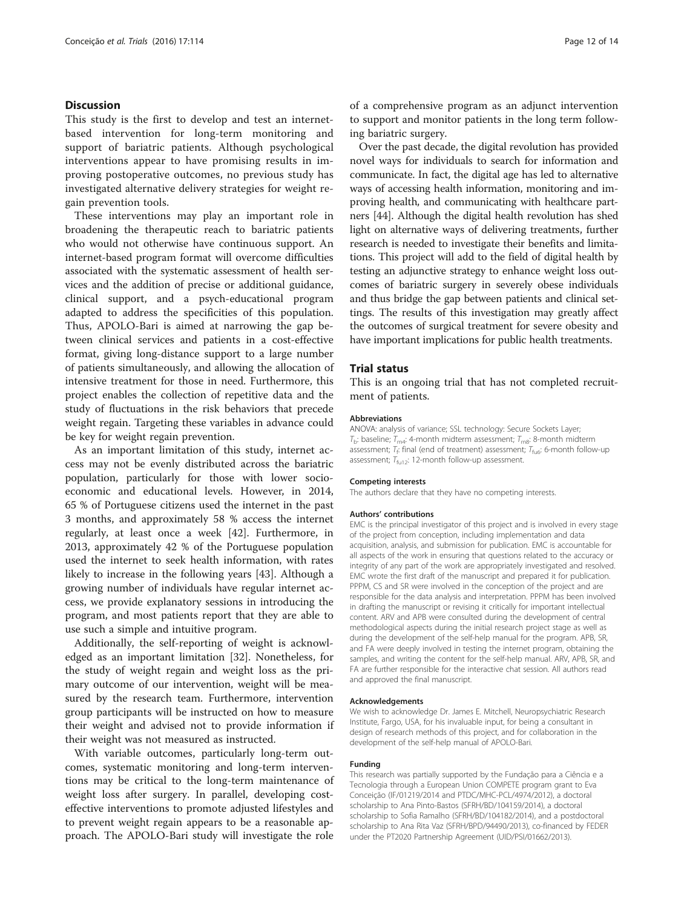## Discussion

This study is the first to develop and test an internet-based intervention for long-term monitoring and support of bariatric patients. Although psychological interventions appear to have promising results in improving postoperative outcomes, no previous study has investigated alternative delivery strategies for weight regain prevention tools.

These interventions may play an important role in broadening the therapeutic reach to bariatric patients who would not otherwise have continuous support. An internet-based program format will overcome difficulties associated with the systematic assessment of health services and the addition of precise or additional guidance, clinical support, and a psych-educational program adapted to address the specificities of this population. Thus, APOLO-Bari is aimed at narrowing the gap between clinical services and patients in a cost-effective format, giving long-distance support to a large number of patients simultaneously, and allowing the allocation of intensive treatment for those in need. Furthermore, this project enables the collection of repetitive data and the study of fluctuations in the risk behaviors that precede weight regain. Targeting these variables in advance could be key for weight regain prevention.

As an important limitation of this study, internet access may not be evenly distributed across the bariatric population, particularly for those with lower socio-economic and educational levels. However, in 2014, 65 % of Portuguese citizens used the internet in the past 3 months, and approximately 58 % access the internet regularly, at least once a week [42]. Furthermore, in 2013, approximately 42 % of the Portuguese population used the internet to seek health information, with rates likely to increase in the following years [43]. Although a growing number of individuals have regular internet access, we provide explanatory sessions in introducing the program, and most patients report that they are able to use such a simple and intuitive program.

Additionally, the self-reporting of weight is acknowledged as an important limitation [32]. Nonetheless, for the study of weight regain and weight loss as the primary outcome of our intervention, weight will be measured by the research team. Furthermore, intervention group participants will be instructed on how to measure their weight and advised not to provide information if their weight was not measured as instructed.

With variable outcomes, particularly long-term outcomes, systematic monitoring and long-term interventions may be critical to the long-term maintenance of weight loss after surgery. In parallel, developing cost-effective interventions to promote adjusted lifestyles and to prevent weight regain appears to be a reasonable approach. The APOLO-Bari study will investigate the role of a comprehensive program as an adjunct intervention to support and monitor patients in the long term following bariatric surgery.

Over the past decade, the digital revolution has provided novel ways for individuals to search for information and communicate. In fact, the digital age has led to alternative ways of accessing health information, monitoring and improving health, and communicating with healthcare partners [44]. Although the digital health revolution has shed light on alternative ways of delivering treatments, further research is needed to investigate their benefits and limitations. This project will add to the field of digital health by testing an adjunctive strategy to enhance weight loss outcomes of bariatric surgery in severely obese individuals and thus bridge the gap between patients and clinical settings. The results of this investigation may greatly affect the outcomes of surgical treatment for severe obesity and have important implications for public health treatments.

## Trial status

This is an ongoing trial that has not completed recruitment of patients.

### Abbreviations

ANOVA: analysis of variance; SSL technology: Secure Sockets Layer; $T_b$: baseline; $T_{m4}$: 4-month midterm assessment; $T_{m8}$: 8-month midterm assessment; $T_f$: final (end of treatment) assessment; $T_{fu6}$: 6-month follow-up assessment; $T_{fu12}$: 12-month follow-up assessment.

### Competing interests

The authors declare that they have no competing interests.

### Authors' contributions

EMC is the principal investigator of this project and is involved in every stage of the project from conception, including implementation and data acquisition, analysis, and submission for publication. EMC is accountable for all aspects of the work in ensuring that questions related to the accuracy or integrity of any part of the work are appropriately investigated and resolved. EMC wrote the first draft of the manuscript and prepared it for publication. PPPM, CS and SR were involved in the conception of the project and are responsible for the data analysis and interpretation. PPPM has been involved in drafting the manuscript or revising it critically for important intellectual content. ARV and APB were consulted during the development of central methodological aspects during the initial research project stage as well as during the development of the self-help manual for the program. APB, SR, and FA were deeply involved in testing the internet program, obtaining the samples, and writing the content for the self-help manual. ARV, APB, SR, and FA are further responsible for the interactive chat session. All authors read and approved the final manuscript.

### Acknowledgements

We wish to acknowledge Dr. James E. Mitchell, Neuropsychiatric Research Institute, Fargo, USA, for his invaluable input, for being a consultant in design of research methods of this project, and for collaboration in the development of the self-help manual of APOLO-Bari.

### Funding

This research was partially supported by the Fundação para a Ciência e a Tecnologia through a European Union COMPETE program grant to Eva Conceição (IF/01219/2014 and PTDC/MHC-PCL/4974/2012), a doctoral scholarship to Ana Pinto-Bastos (SFRH/BD/104159/2014), a doctoral scholarship to Sofia Ramalho (SFRH/BD/104182/2014), and a postdoctoral scholarship to Ana Rita Vaz (SFRH/BPD/94490/2013), co-financed by FEDER under the PT2020 Partnership Agreement (UID/PSI/01662/2013).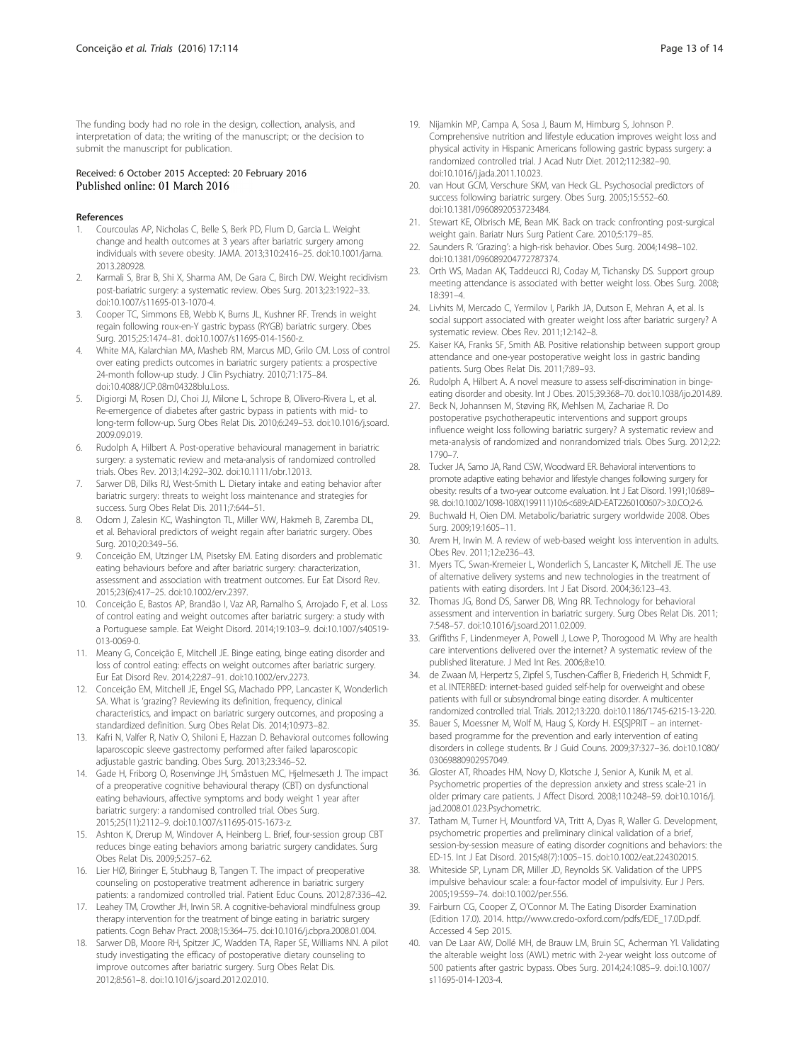The funding body had no role in the design, collection, analysis, and interpretation of data; the writing of the manuscript; or the decision to submit the manuscript for publication.

Received: 6 October 2015 Accepted: 20 February 2016
Published online: 01 March 2016

## References

1. Courcoulas AP, Nicholas C, Belle S, Berk PD, Flum D, Garcia L. Weight change and health outcomes at 3 years after bariatric surgery among individuals with severe obesity. JAMA. 2013;310:2416–25. doi:10.1001/jama.2013.280928.
2. Karmali S, Brar B, Shi X, Sharma AM, De Gara C, Birch DW. Weight recidivism post-bariatric surgery: a systematic review. Obes Surg. 2013;23:1922–33. doi:10.1007/s11695-013-1070-4.
3. Cooper TC, Simmons EB, Webb K, Burns JL, Kushner RF. Trends in weight regain following roux-en-Y gastric bypass (RYGB) bariatric surgery. Obes Surg. 2015;25:1474–81. doi:10.1007/s11695-014-1560-z.
4. White MA, Kalarchian MA, Masheb RM, Marcus MD, Grilo CM. Loss of control over eating predicts outcomes in bariatric surgery patients: a prospective 24-month follow-up study. J Clin Psychiatry. 2010;71:175–84. doi:10.4088/JCP.08m04328blu.Loss.
5. Digiorgi M, Rosen DJ, Choi JJ, Milone L, Schrope B, Olivero-Rivera L, et al. Re-emergence of diabetes after gastric bypass in patients with mid- to long-term follow-up. Surg Obes Relat Dis. 2010;6:249–53. doi:10.1016/j.soard.2009.09.019.
6. Rudolph A, Hilbert A. Post-operative behavioural management in bariatric surgery: a systematic review and meta-analysis of randomized controlled trials. Obes Rev. 2013;14:292–302. doi:10.1111/obr.12013.
7. Sarwer DB, Dilks RJ, West-Smith L. Dietary intake and eating behavior after bariatric surgery: threats to weight loss maintenance and strategies for success. Surg Obes Relat Dis. 2011;7:644–51.
8. Odom J, Zalesin KC, Washington TL, Miller WW, Hakmeh B, Zaremba DL, et al. Behavioral predictors of weight regain after bariatric surgery. Obes Surg. 2010;20:349–56.
9. Conceição EM, Utzinger LM, Pisetsky EM. Eating disorders and problematic eating behaviours before and after bariatric surgery: characterization, assessment and association with treatment outcomes. Eur Eat Disord Rev. 2015;23(6):417–25. doi:10.1002/erv.2397.
10. Conceição E, Bastos AP, Brandão I, Vaz AR, Ramalho S, Arrojado F, et al. Loss of control eating and weight outcomes after bariatric surgery: a study with a Portuguese sample. Eat Weight Disord. 2014;19:103–9. doi:10.1007/s40519-013-0069-0.
11. Meany G, Conceição E, Mitchell JE. Binge eating, binge eating disorder and loss of control eating: effects on weight outcomes after bariatric surgery. Eur Eat Disord Rev. 2014;22:87–91. doi:10.1002/erv.2273.
12. Conceição EM, Mitchell JE, Engel SG, Machado PPP, Lancaster K, Wonderlich SA. What is 'grazing'? Reviewing its definition, frequency, clinical characteristics, and impact on bariatric surgery outcomes, and proposing a standardized definition. Surg Obes Relat Dis. 2014;10:973–82.
13. Kafri N, Valfer R, Nativ O, Shiloni E, Hazzan D. Behavioral outcomes following laparoscopic sleeve gastrectomy performed after failed laparoscopic adjustable gastric banding. Obes Surg. 2013;23:346–52.
14. Gade H, Friborg O, Rosenvinge JH, Småstuen MC, Hjelmesæth J. The impact of a preoperative cognitive behavioural therapy (CBT) on dysfunctional eating behaviours, affective symptoms and body weight 1 year after bariatric surgery: a randomised controlled trial. Obes Surg. 2015;25(11):2112–9. doi:10.1007/s11695-015-1673-z.
15. Ashton K, Drerup M, Windover A, Heinberg L. Brief, four-session group CBT reduces binge eating behaviors among bariatric surgery candidates. Surg Obes Relat Dis. 2009;5:257–62.
16. Lier HØ, Biringer E, Stubhaug B, Tangen T. The impact of preoperative counseling on postoperative treatment adherence in bariatric surgery patients: a randomized controlled trial. Patient Educ Couns. 2012;87:336–42.
17. Leahey TM, Crowther JH, Irwin SR. A cognitive-behavioral mindfulness group therapy intervention for the treatment of binge eating in bariatric surgery patients. Cogn Behav Pract. 2008;15:364–75. doi:10.1016/j.cbpra.2008.01.004.
18. Sarwer DB, Moore RH, Spitzer JC, Wadden TA, Raper SE, Williams NN. A pilot study investigating the efficacy of postoperative dietary counseling to improve outcomes after bariatric surgery. Surg Obes Relat Dis. 2012;8:561–8. doi:10.1016/j.soard.2012.02.010.
19. Nijamkin MP, Campa A, Sosa J, Baum M, Himburg S, Johnson P. Comprehensive nutrition and lifestyle education improves weight loss and physical activity in Hispanic Americans following gastric bypass surgery: a randomized controlled trial. J Acad Nutr Diet. 2012;112:382–90. doi:10.1016/j.jada.2011.10.023.
20. van Hout GCM, Verschure SKM, van Heck GL. Psychosocial predictors of success following bariatric surgery. Obes Surg. 2005;15:552–60. doi:10.1381/0960892053723484.
21. Stewart KE, Olbrisch ME, Bean MK. Back on track: confronting post-surgical weight gain. Bariatr Nurs Surg Patient Care. 2010;5:179–85.
22. Saunders R. 'Grazing': a high-risk behavior. Obes Surg. 2004;14:98–102. doi:10.1381/096089204772787374.
23. Orth WS, Madan AK, Taddeucci RJ, Coday M, Tichansky DS. Support group meeting attendance is associated with better weight loss. Obes Surg. 2008; 18:391–4.
24. Livhits M, Mercado C, Yermilov I, Parikh JA, Dutson E, Mehran A, et al. Is social support associated with greater weight loss after bariatric surgery? A systematic review. Obes Rev. 2011;12:142–8.
25. Kaiser KA, Franks SF, Smith AB. Positive relationship between support group attendance and one-year postoperative weight loss in gastric banding patients. Surg Obes Relat Dis. 2011;7:89–93.
26. Rudolph A, Hilbert A. A novel measure to assess self-discrimination in binge-eating disorder and obesity. Int J Obes. 2015;39:368–70. doi:10.1038/ijo.2014.89.
27. Beck N, Johannsen M, Støving RK, Mehlsen M, Zachariae R. Do postoperative psychotherapeutic interventions and support groups influence weight loss following bariatric surgery? A systematic review and meta-analysis of randomized and nonrandomized trials. Obes Surg. 2012;22:1790–7.
28. Tucker JA, Samo JA, Rand CSW, Woodward ER. Behavioral interventions to promote adaptive eating behavior and lifestyle changes following surgery for obesity: results of a two-year outcome evaluation. Int J Eat Disord. 1991;10:689–98. doi:10.1002/1098-108X(199111)10:6<689::AID-EAT2260100607>3.0.CO;2-6.
29. Buchwald H, Oien DM. Metabolic/bariatric surgery worldwide 2008. Obes Surg. 2009;19:1605–11.
30. Arem H, Irwin M. A review of web-based weight loss intervention in adults. Obes Rev. 2011;12:e236–43.
31. Myers TC, Swan-Kremeier L, Wonderlich S, Lancaster K, Mitchell JE. The use of alternative delivery systems and new technologies in the treatment of patients with eating disorders. Int J Eat Disord. 2004;36:123–43.
32. Thomas JG, Bond DS, Sarwer DB, Wing RR. Technology for behavioral assessment and intervention in bariatric surgery. Surg Obes Relat Dis. 2011; 7:548–57. doi:10.1016/j.soard.2011.02.009.
33. Griffiths F, Lindenmeyer A, Powell J, Lowe P, Thorogood M. Why are health care interventions delivered over the internet? A systematic review of the published literature. J Med Int Res. 2006;8:e10.
34. de Zwaan M, Herpertz S, Zipfel S, Tuschen-Caffier B, Friederich H, Schmidt F, et al. INTERBED: internet-based guided self-help for overweight and obese patients with full or subsyndromal binge eating disorder. A multicenter randomized controlled trial. Trials. 2012;13:220. doi:10.1186/1745-6215-13-220.
35. Bauer S, Moessner M, Wolf M, Haug S, Kordy H. ES[S]PRIT – an internet-based programme for the prevention and early intervention of eating disorders in college students. Br J Guid Couns. 2009;37:327–36. doi:10.1080/03069880902957049.
36. Gloster AT, Rhoades HM, Novy D, Klotsche J, Senior A, Kunik M, et al. Psychometric properties of the depression anxiety and stress scale-21 in older primary care patients. J Affect Disord. 2008;110:248–59. doi:10.1016/j.jad.2008.01.023.Psychometric.
37. Tatham M, Turner H, Mountford VA, Tritt A, Dyas R, Waller G. Development, psychometric properties and preliminary clinical validation of a brief, session-by-session measure of eating disorder cognitions and behaviors: the ED-15. Int J Eat Disord. 2015;48(7):1005–15. doi:10.1002/eat.224302015.
38. Whiteside SP, Lynam DR, Miller JD, Reynolds SK. Validation of the UPPS impulsive behaviour scale: a four-factor model of impulsivity. Eur J Pers. 2005;19:559–74. doi:10.1002/per.556.
39. Fairburn CG, Cooper Z, O'Connor M. The Eating Disorder Examination (Edition 17.0). 2014. http://www.credo-oxford.com/pdfs/EDE_17.0D.pdf. Accessed 4 Sep 2015.
40. van De Laar AW, Dollé MH, de Brauw LM, Bruin SC, Acherman YI. Validating the alterable weight loss (AWL) metric with 2-year weight loss outcome of 500 patients after gastric bypass. Obes Surg. 2014;24:1085–9. doi:10.1007/s11695-014-1203-4.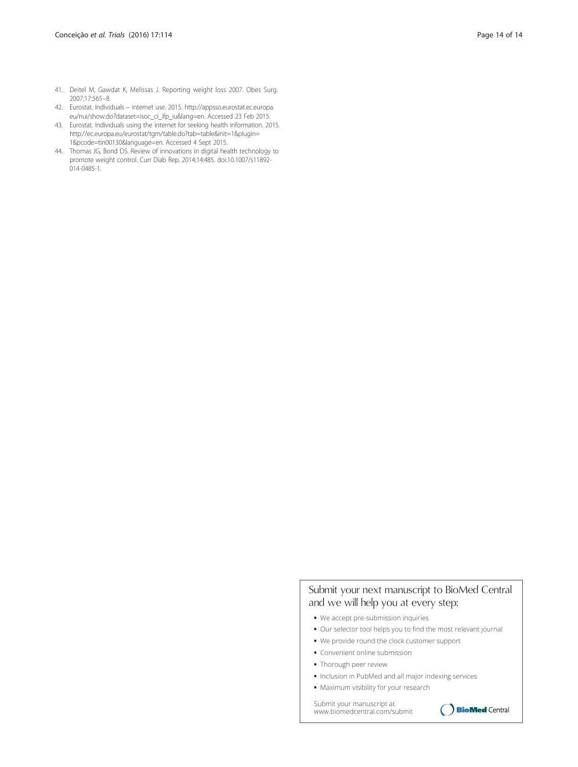41. Deitel M, Gawdat K, Melissas J. Reporting weight loss 2007. Obes Surg. 2007;17:565–8.
42. Eurostat. Individuals – internet use. 2015. http://appsso.eurostat.ec.europa.eu/nui/show.do?dataset=isoc_ci_ifp_iu&lang=en. Accessed 23 Feb 2015.
43. Eurostat. Individuals using the internet for seeking health information. 2015. http://ec.europa.eu/eurostat/tgm/table.do?tab=table&init=1&plugin=1&pcode=tin00130&language=en. Accessed 4 Sept 2015.
44. Thomas JG, Bond DS. Review of innovations in digital health technology to promote weight control. Curr Diab Rep. 2014;14:485. doi:10.1007/s11892-014-0485-1.

Submit your next manuscript to BioMed Central and we will help you at every step:

- We accept pre-submission inquiries
- Our selector tool helps you to find the most relevant journal
- We provide round the clock customer support
- Convenient online submission
- Thorough peer review
- Inclusion in PubMed and all major indexing services
- Maximum visibility for your research

Submit your manuscript at www.biomedcentral.com/submit

BioMed Central